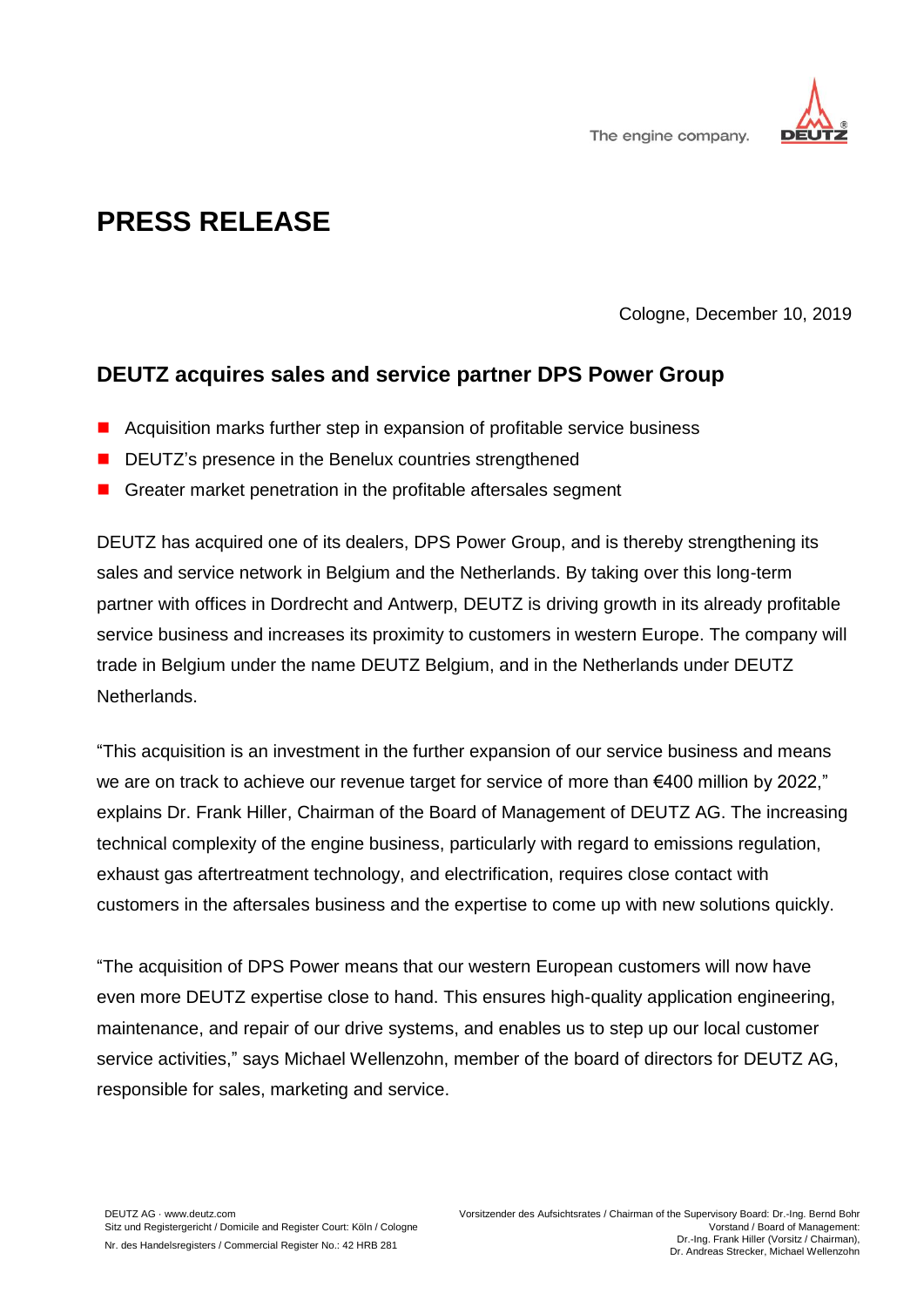The engine company.

# PRESS RELEASE

Cologne, December 10, 2019

## DEUTZ acquires sales and service partner DPS Power Group

- Acquisition marks further step in expansion of profitable service business
- DEUTZ's presence in the Benelux countries strengthened
- Greater market penetration in the profitable aftersales segment

DEUTZ has acquired one of its dealers, DPS Power Group, and is thereby strengthening its sales and service network in Belgium and the Netherlands. By taking over this long-term partner with offices in Dordrecht and Antwerp, DEUTZ is driving growth in its already profitable service business and increases its proximity to customers in western Europe. The company will trade in Belgium under the name DEUTZ Belgium, and in the Netherlands under DEUTZ Netherlands.

"This acquisition is an investment in the further expansion of our service business and means we are on track to achieve our revenue target for service of more than €400 million by 2022," explains Dr. Frank Hiller, Chairman of the Board of Management of DEUTZ AG. The increasing technical complexity of the engine business, particularly with regard to emissions regulation, exhaust gas aftertreatment technology, and electrification, requires close contact with customers in the aftersales business and the expertise to come up with new solutions quickly.

"The acquisition of DPS Power means that our western European customers will now have even more DEUTZ expertise close to hand. This ensures high-quality application engineering, maintenance, and repair of our drive systems, and enables us to step up our local customer service activities," says Michael Wellenzohn, member of the board of directors for DEUTZ AG, responsible for sales, marketing and service.

DEUTZ AG · www.deutz.com
Sitz und Registergericht / Domicile and Register Court: Köln / Cologne
Nr. des Handelsregisters / Commercial Register No.: 42 HRB 281

Vorsitzender des Aufsichtsrates / Chairman of the Supervisory Board: Dr.-Ing. Bernd Bohr
Vorstand / Board of Management:
Dr.-Ing. Frank Hiller (Vorsitz / Chairman),
Dr. Andreas Strecker, Michael Wellenzohn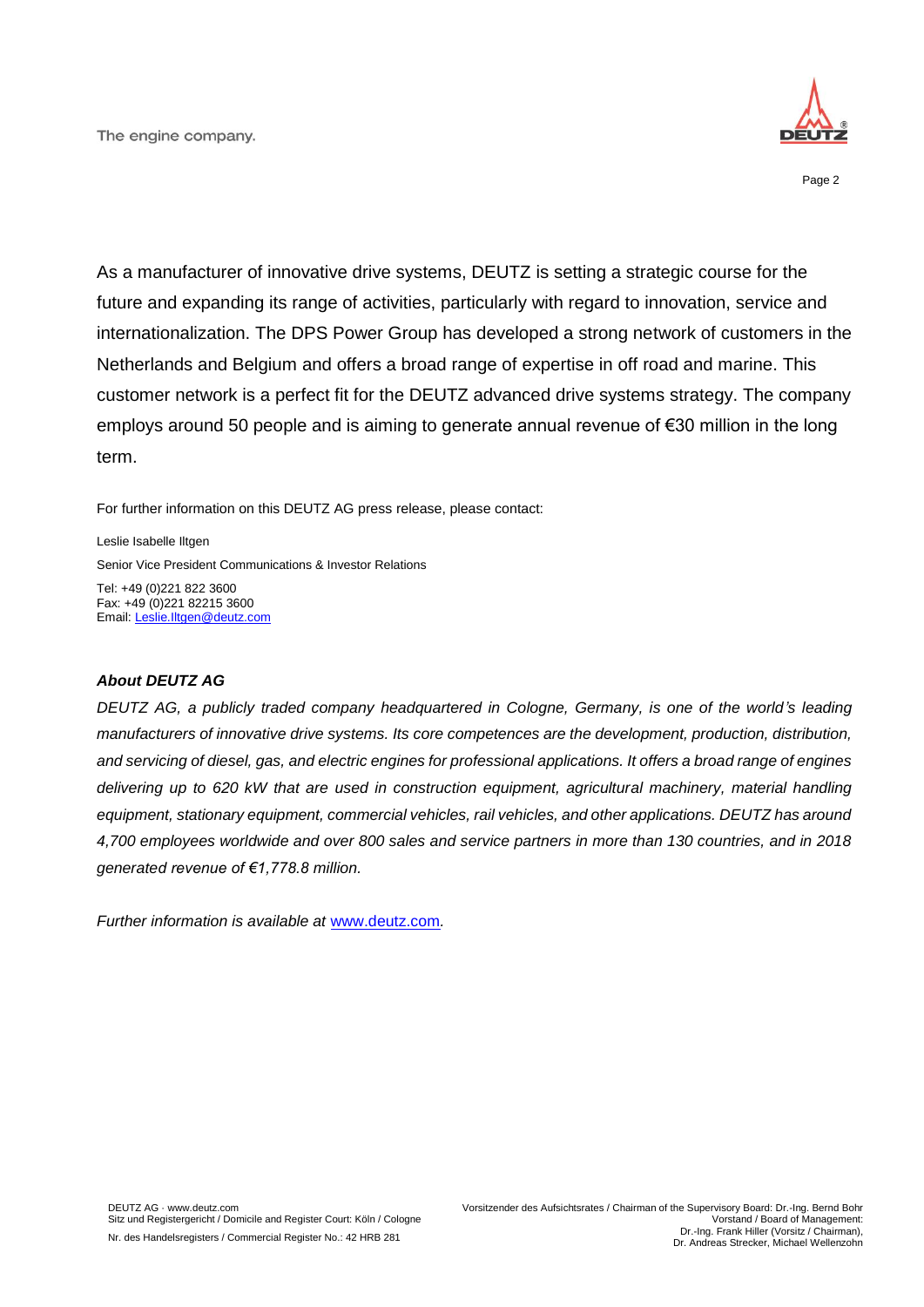As a manufacturer of innovative drive systems, DEUTZ is setting a strategic course for the future and expanding its range of activities, particularly with regard to innovation, service and internationalization. The DPS Power Group has developed a strong network of customers in the Netherlands and Belgium and offers a broad range of expertise in off road and marine. This customer network is a perfect fit for the DEUTZ advanced drive systems strategy. The company employs around 50 people and is aiming to generate annual revenue of €30 million in the long term.

For further information on this DEUTZ AG press release, please contact:

Leslie Isabelle Iltgen

Senior Vice President Communications & Investor Relations

Tel: +49 (0)221 822 3600
Fax: +49 (0)221 82215 3600
Email: Leslie.Iltgen@deutz.com

***About DEUTZ AG***

*DEUTZ AG, a publicly traded company headquartered in Cologne, Germany, is one of the world's leading manufacturers of innovative drive systems. Its core competences are the development, production, distribution, and servicing of diesel, gas, and electric engines for professional applications. It offers a broad range of engines delivering up to 620 kW that are used in construction equipment, agricultural machinery, material handling equipment, stationary equipment, commercial vehicles, rail vehicles, and other applications. DEUTZ has around 4,700 employees worldwide and over 800 sales and service partners in more than 130 countries, and in 2018 generated revenue of €1,778.8 million.*

*Further information is available at* www.deutz.com.

DEUTZ AG · www.deutz.com
Sitz und Registergericht / Domicile and Register Court: Köln / Cologne
Nr. des Handelsregisters / Commercial Register No.: 42 HRB 281

Vorsitzender des Aufsichtsrates / Chairman of the Supervisory Board: Dr.-Ing. Bernd Bohr
Vorstand / Board of Management:
Dr.-Ing. Frank Hiller (Vorsitz / Chairman),
Dr. Andreas Strecker, Michael Wellenzohn